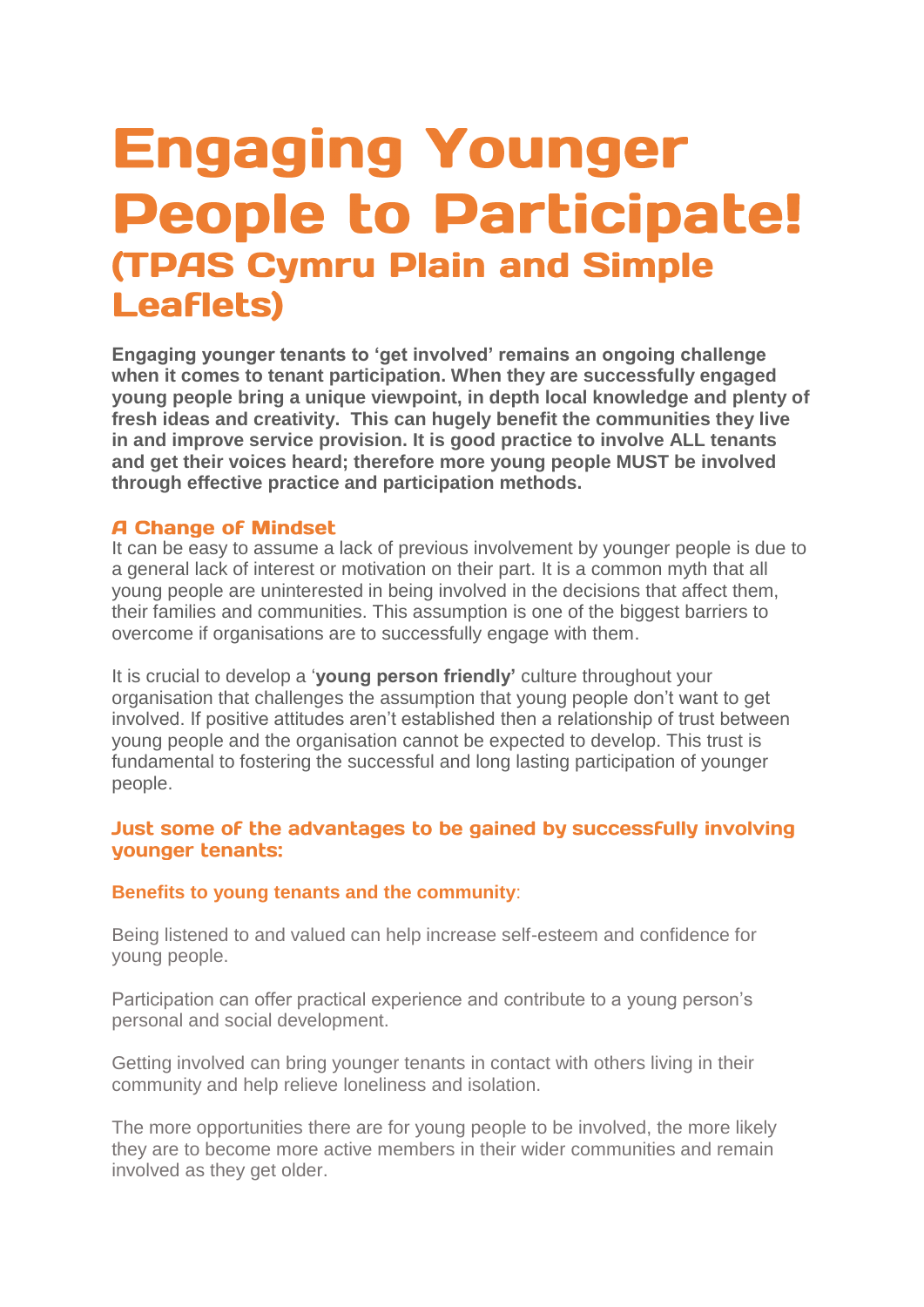# Engaging Younger People to Participate! (TPAS Cymru Plain and Simple Leaflets)

**Engaging younger tenants to 'get involved' remains an ongoing challenge when it comes to tenant participation. When they are successfully engaged young people bring a unique viewpoint, in depth local knowledge and plenty of fresh ideas and creativity. This can hugely benefit the communities they live in and improve service provision. It is good practice to involve ALL tenants and get their voices heard; therefore more young people MUST be involved through effective practice and participation methods.**

## A Change of Mindset

It can be easy to assume a lack of previous involvement by younger people is due to a general lack of interest or motivation on their part. It is a common myth that all young people are uninterested in being involved in the decisions that affect them, their families and communities. This assumption is one of the biggest barriers to overcome if organisations are to successfully engage with them.

It is crucial to develop a '**young person friendly'** culture throughout your organisation that challenges the assumption that young people don't want to get involved. If positive attitudes aren't established then a relationship of trust between young people and the organisation cannot be expected to develop. This trust is fundamental to fostering the successful and long lasting participation of younger people.

## Just some of the advantages to be gained by successfully involving younger tenants:

### Benefits to young tenants and the community:

Being listened to and valued can help increase self-esteem and confidence for young people.

Participation can offer practical experience and contribute to a young person's personal and social development.

Getting involved can bring younger tenants in contact with others living in their community and help relieve loneliness and isolation.

The more opportunities there are for young people to be involved, the more likely they are to become more active members in their wider communities and remain involved as they get older.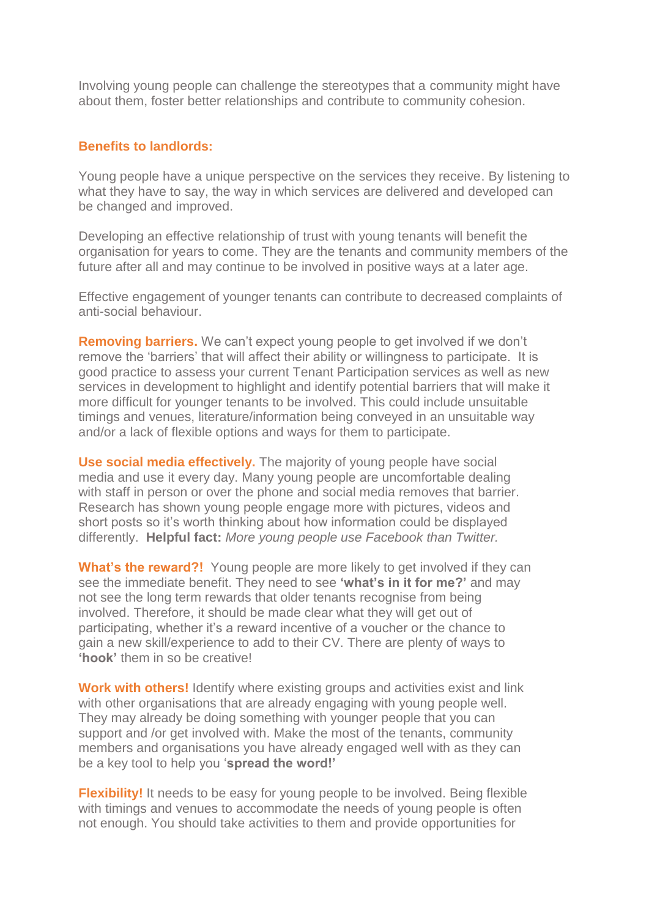Involving young people can challenge the stereotypes that a community might have about them, foster better relationships and contribute to community cohesion.

**Benefits to landlords:**

Young people have a unique perspective on the services they receive. By listening to what they have to say, the way in which services are delivered and developed can be changed and improved.

Developing an effective relationship of trust with young tenants will benefit the organisation for years to come. They are the tenants and community members of the future after all and may continue to be involved in positive ways at a later age.

Effective engagement of younger tenants can contribute to decreased complaints of anti-social behaviour.

**Removing barriers.** We can't expect young people to get involved if we don't remove the 'barriers' that will affect their ability or willingness to participate. It is good practice to assess your current Tenant Participation services as well as new services in development to highlight and identify potential barriers that will make it more difficult for younger tenants to be involved. This could include unsuitable timings and venues, literature/information being conveyed in an unsuitable way and/or a lack of flexible options and ways for them to participate.

**Use social media effectively.** The majority of young people have social media and use it every day. Many young people are uncomfortable dealing with staff in person or over the phone and social media removes that barrier. Research has shown young people engage more with pictures, videos and short posts so it's worth thinking about how information could be displayed differently. **Helpful fact:** *More young people use Facebook than Twitter.*

**What's the reward?!** Young people are more likely to get involved if they can see the immediate benefit. They need to see **'what's in it for me?'** and may not see the long term rewards that older tenants recognise from being involved. Therefore, it should be made clear what they will get out of participating, whether it's a reward incentive of a voucher or the chance to gain a new skill/experience to add to their CV. There are plenty of ways to **'hook'** them in so be creative!

**Work with others!** Identify where existing groups and activities exist and link with other organisations that are already engaging with young people well. They may already be doing something with younger people that you can support and /or get involved with. Make the most of the tenants, community members and organisations you have already engaged well with as they can be a key tool to help you '**spread the word!'**

**Flexibility!** It needs to be easy for young people to be involved. Being flexible with timings and venues to accommodate the needs of young people is often not enough. You should take activities to them and provide opportunities for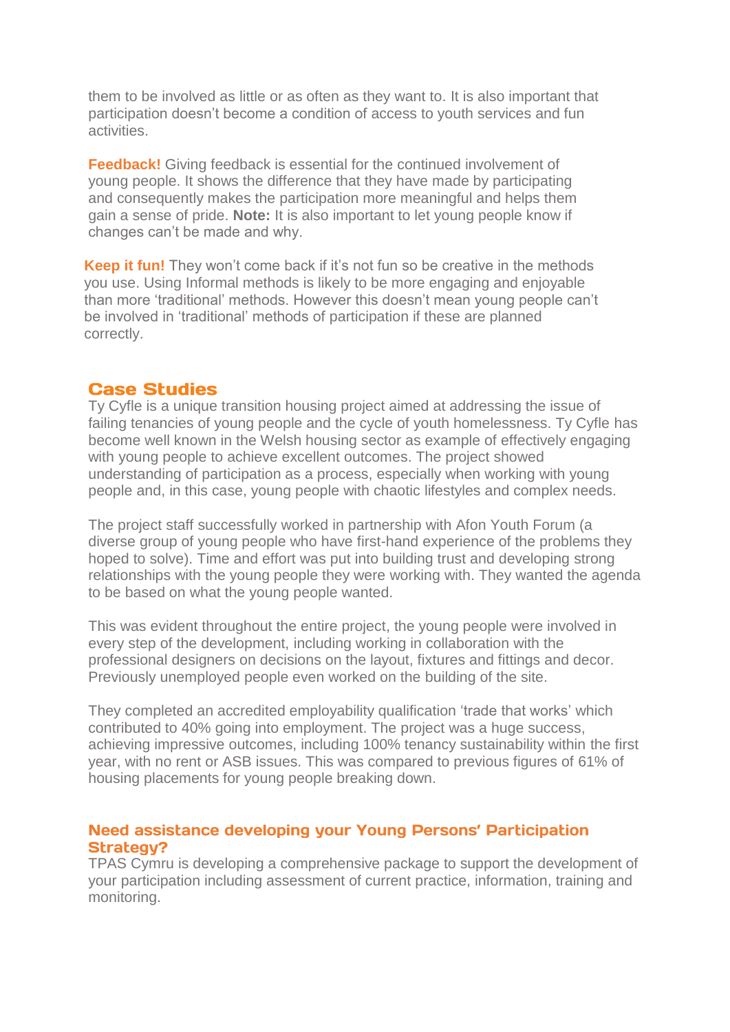them to be involved as little or as often as they want to. It is also important that participation doesn't become a condition of access to youth services and fun activities.

**Feedback!** Giving feedback is essential for the continued involvement of young people. It shows the difference that they have made by participating and consequently makes the participation more meaningful and helps them gain a sense of pride. **Note:** It is also important to let young people know if changes can't be made and why.

**Keep it fun!** They won't come back if it's not fun so be creative in the methods you use. Using Informal methods is likely to be more engaging and enjoyable than more 'traditional' methods. However this doesn't mean young people can't be involved in 'traditional' methods of participation if these are planned correctly.

## Case Studies

Ty Cyfle is a unique transition housing project aimed at addressing the issue of failing tenancies of young people and the cycle of youth homelessness. Ty Cyfle has become well known in the Welsh housing sector as example of effectively engaging with young people to achieve excellent outcomes. The project showed understanding of participation as a process, especially when working with young people and, in this case, young people with chaotic lifestyles and complex needs.

The project staff successfully worked in partnership with Afon Youth Forum (a diverse group of young people who have first-hand experience of the problems they hoped to solve). Time and effort was put into building trust and developing strong relationships with the young people they were working with. They wanted the agenda to be based on what the young people wanted.

This was evident throughout the entire project, the young people were involved in every step of the development, including working in collaboration with the professional designers on decisions on the layout, fixtures and fittings and decor. Previously unemployed people even worked on the building of the site.

They completed an accredited employability qualification 'trade that works' which contributed to 40% going into employment. The project was a huge success, achieving impressive outcomes, including 100% tenancy sustainability within the first year, with no rent or ASB issues. This was compared to previous figures of 61% of housing placements for young people breaking down.

## Need assistance developing your Young Persons' Participation Strategy?

TPAS Cymru is developing a comprehensive package to support the development of your participation including assessment of current practice, information, training and monitoring.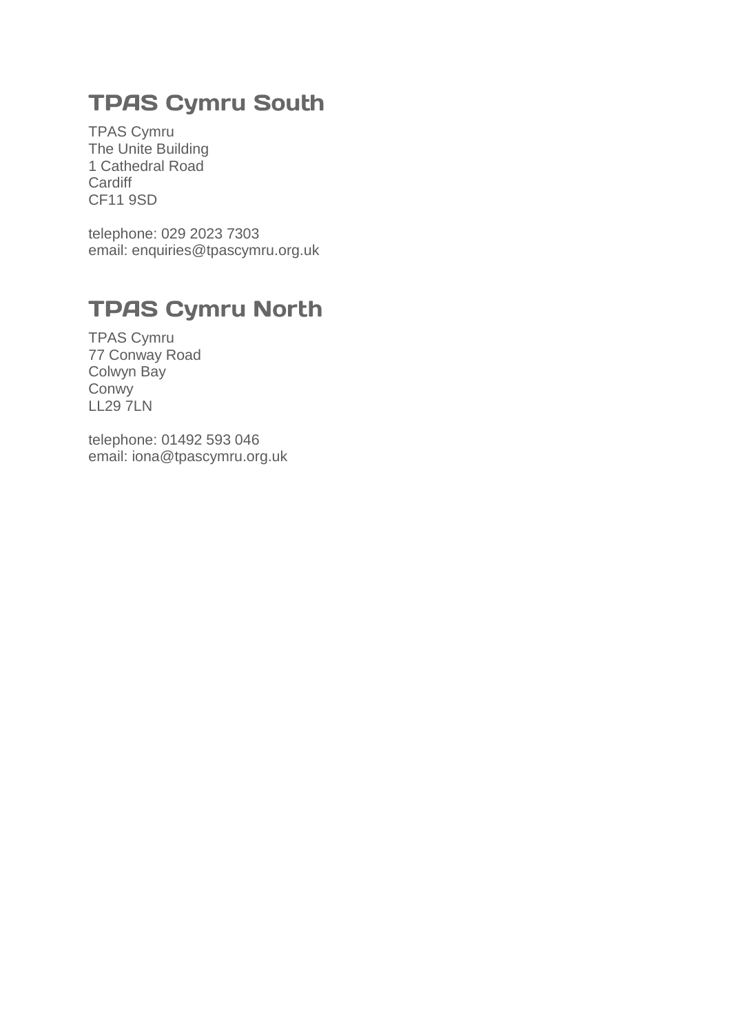## TPAS Cymru South

TPAS Cymru
The Unite Building
1 Cathedral Road
Cardiff
CF11 9SD

telephone: 029 2023 7303
email: enquiries@tpascymru.org.uk

## TPAS Cymru North

TPAS Cymru
77 Conway Road
Colwyn Bay
Conwy
LL29 7LN

telephone: 01492 593 046
email: iona@tpascymru.org.uk